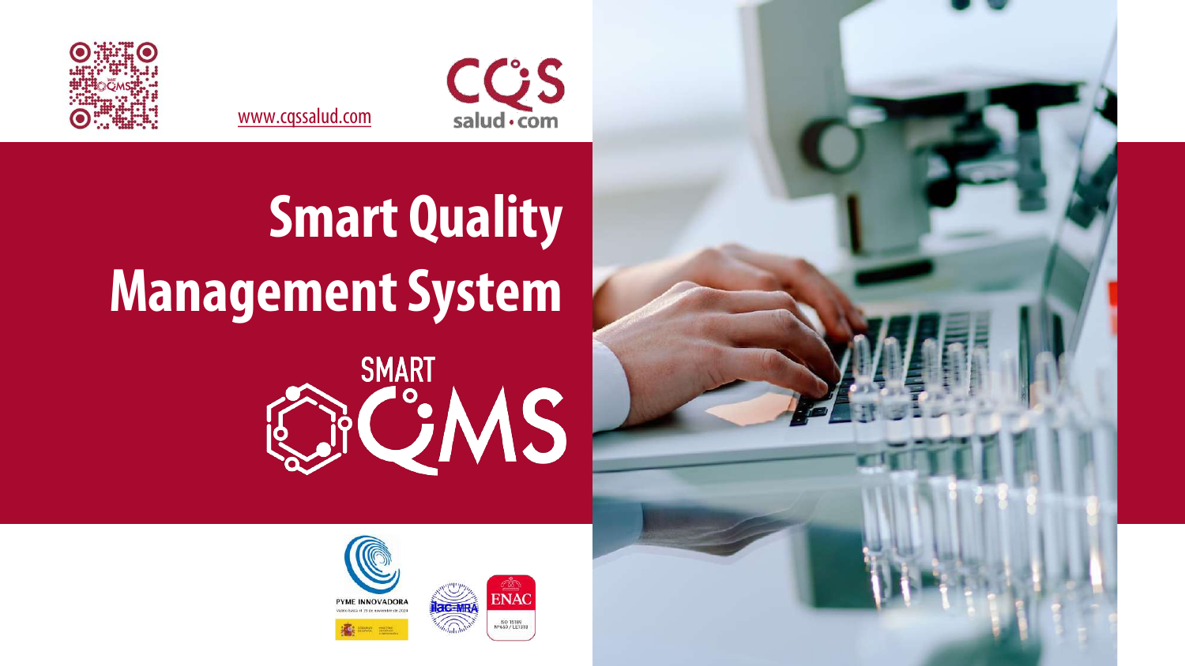www.cqssalud.com

CQS salud · com

# Smart Quality Management System

SMART QMS

PYME INNOVADORA

Válido hasta el 25 de noviembre de 2024

ENAC

ISO 15189
Nº653 / LE1319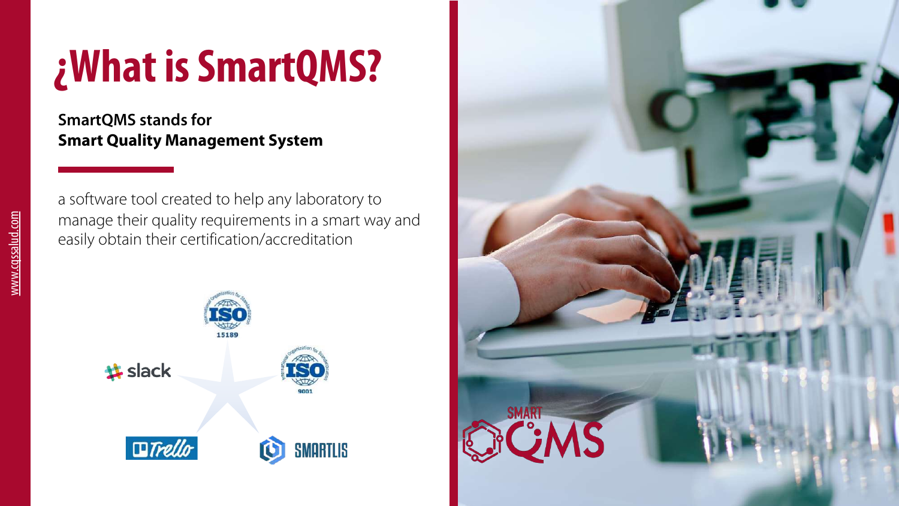# ¿What is SmartQMS?

**SmartQMS stands for**
**Smart Quality Management System**

a software tool created to help any laboratory to manage their quality requirements in a smart way and easily obtain their certification/accreditation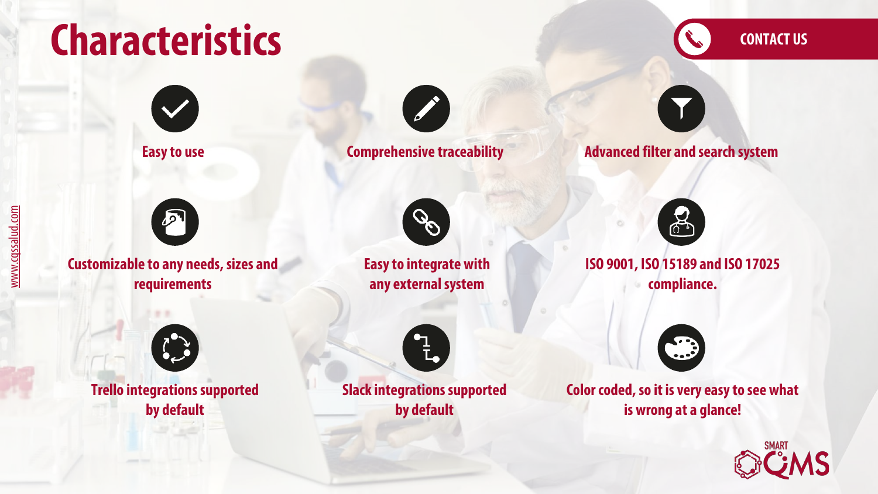# Characteristics

CONTACT US

- Easy to use
- Comprehensive traceability
- Advanced filter and search system
- Customizable to any needs, sizes and requirements
- Easy to integrate with any external system
- ISO 9001, ISO 15189 and ISO 17025 compliance.
- Trello integrations supported by default
- Slack integrations supported by default
- Color coded, so it is very easy to see what is wrong at a glance!

www.cqssalud.com

SMART QMS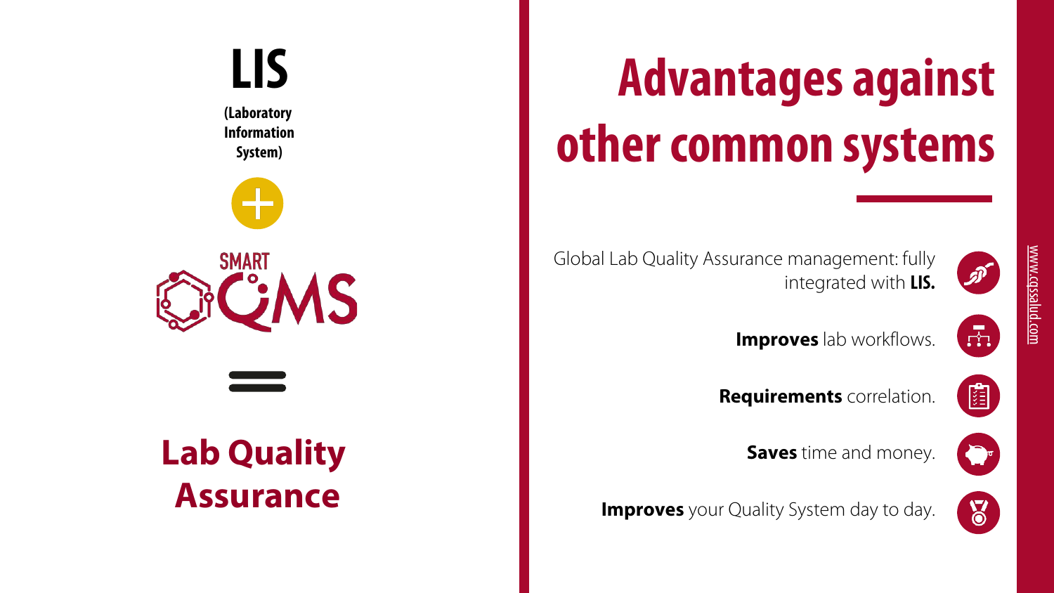**LIS**

**(Laboratory Information System)**

+

SMART QMS

=

## Lab Quality Assurance

# Advantages against other common systems

- Global Lab Quality Assurance management: fully integrated with **LIS.**
- **Improves** lab workflows.
- **Requirements** correlation.
- **Saves** time and money.
- **Improves** your Quality System day to day.

www.cqssalud.com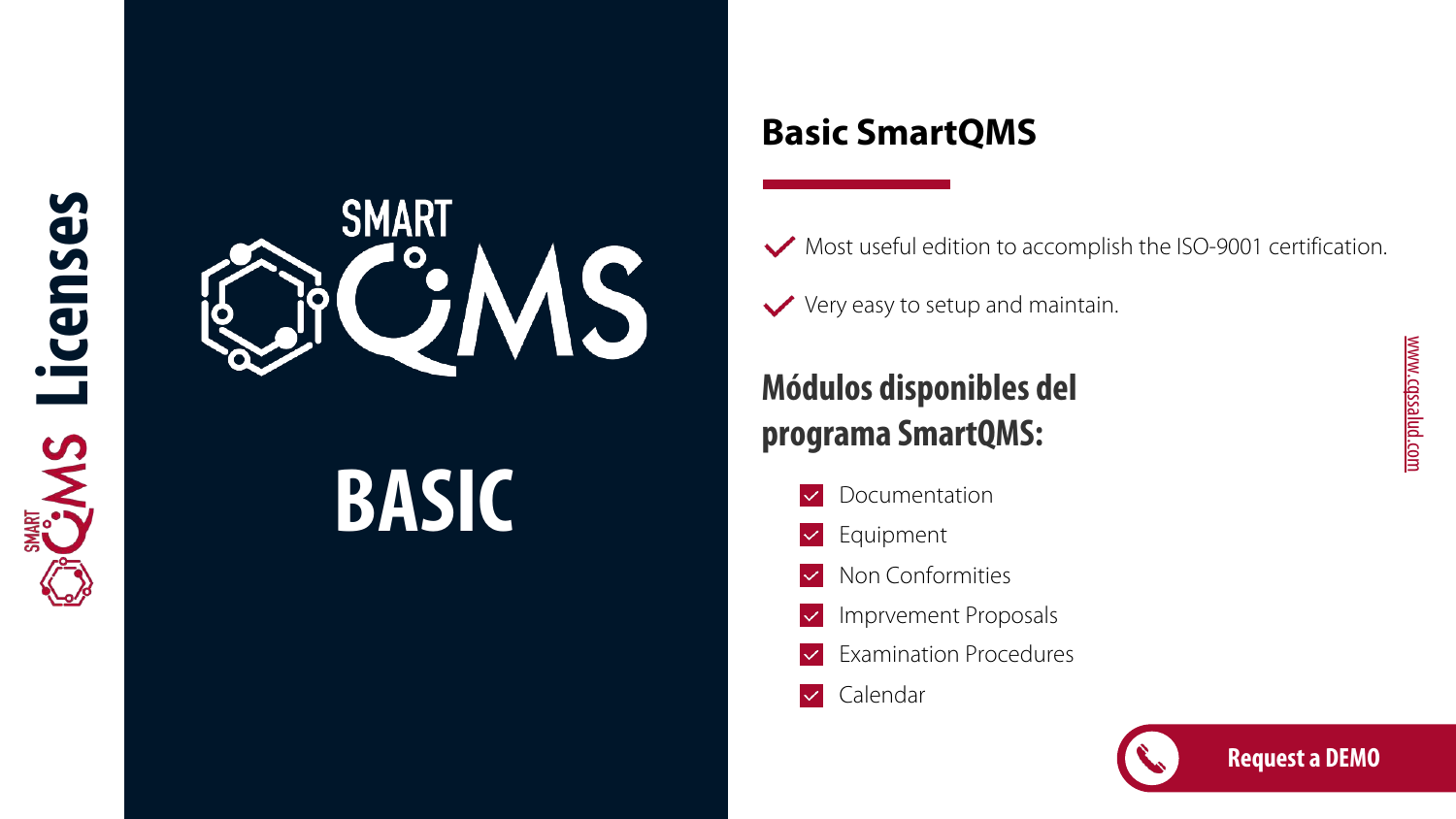SMART QMS Licenses

SMART QMS

BASIC

## Basic SmartQMS

- Most useful edition to accomplish the ISO-9001 certification.
- Very easy to setup and maintain.

### Módulos disponibles del programa SmartQMS:

- Documentation
- Equipment
- Non Conformities
- Imprvement Proposals
- Examination Procedures
- Calendar

Request a DEMO

www.cqsalud.com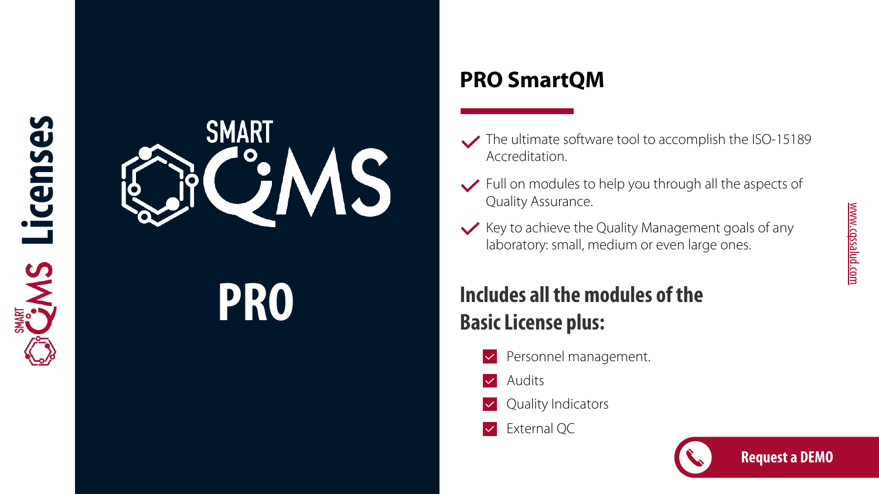SMART QMS Licenses

SMART QMS

PRO

## PRO SmartQM

- The ultimate software tool to accomplish the ISO-15189 Accreditation.
- Full on modules to help you through all the aspects of Quality Assurance.
- Key to achieve the Quality Management goals of any laboratory: small, medium or even large ones.

### Includes all the modules of the Basic License plus:

- Personnel management.
- Audits
- Quality Indicators
- External QC

Request a DEMO

www.cqssalud.com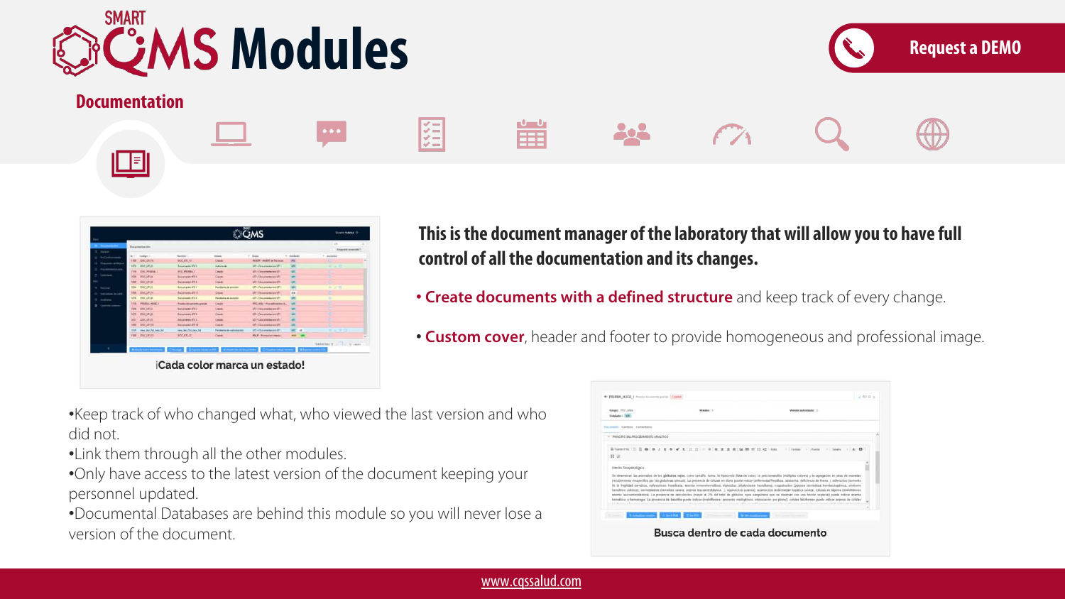# SMART QMS Modules

Request a DEMO

## Documentation

¡Cada color marca un estado!

**This is the document manager of the laboratory that will allow you to have full control of all the documentation and its changes.**

- **Create documents with a defined structure** and keep track of every change.
- **Custom cover**, header and footer to provide homogeneous and professional image.

- Keep track of who changed what, who viewed the last version and who did not.
- Link them through all the other modules.
- Only have access to the latest version of the document keeping your personnel updated.
- Documental Databases are behind this module so you will never lose a version of the document.

Busca dentro de cada documento

www.cqssalud.com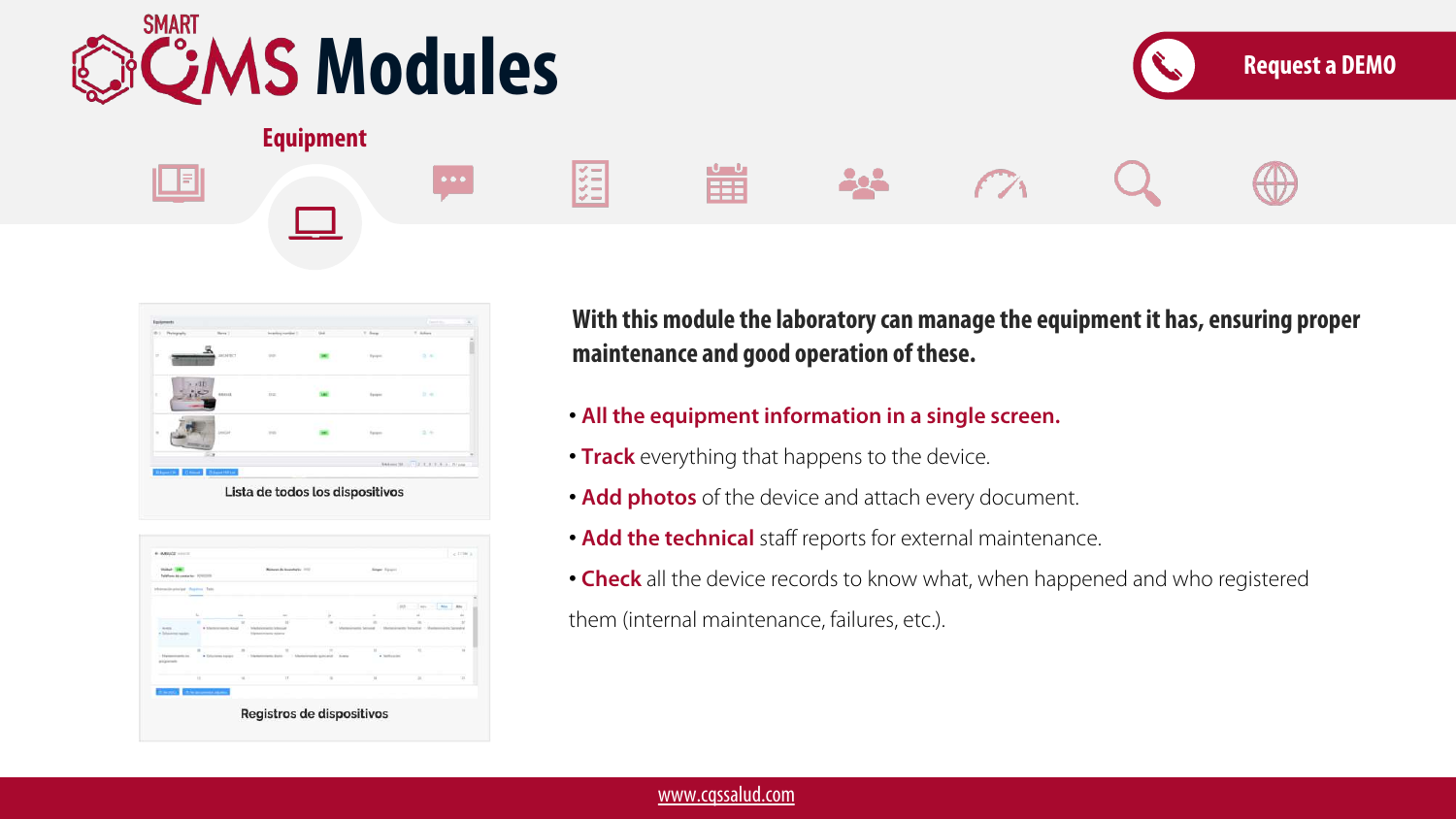# SMART QMS Modules

Request a DEMO

## Equipment

Lista de todos los dispositivos

Registros de dispositivos

**With this module the laboratory can manage the equipment it has, ensuring proper maintenance and good operation of these.**

- **All the equipment information in a single screen.**
- **Track** everything that happens to the device.
- **Add photos** of the device and attach every document.
- **Add the technical** staff reports for external maintenance.
- **Check** all the device records to know what, when happened and who registered them (internal maintenance, failures, etc.).

www.cqssalud.com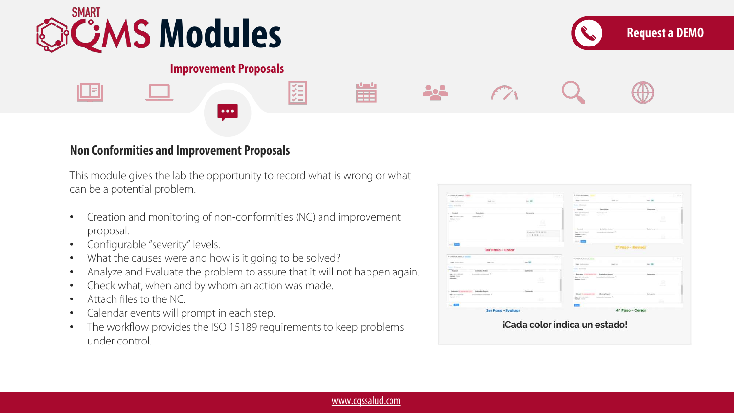# SMART QMS Modules

Request a DEMO

## Improvement Proposals

### Non Conformities and Improvement Proposals

This module gives the lab the opportunity to record what is wrong or what can be a potential problem.

- Creation and monitoring of non-conformities (NC) and improvement proposal.
- Configurable "severity" levels.
- What the causes were and how is it going to be solved?
- Analyze and Evaluate the problem to assure that it will not happen again.
- Check what, when and by whom an action was made.
- Attach files to the NC.
- Calendar events will prompt in each step.
- The workflow provides the ISO 15189 requirements to keep problems under control.

1er Paso – Crear

2º Paso – Revisar

3er Paso – Evaluar

4º Paso – Cerrar

¡Cada color indica un estado!

www.cqssalud.com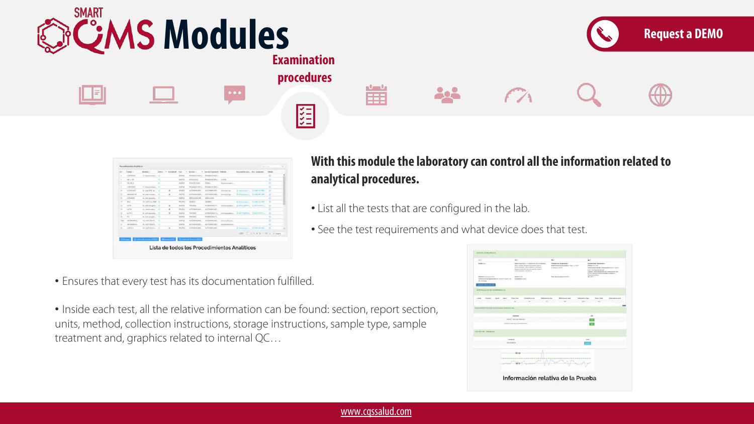# SMART QMS Modules

## Examination procedures

Request a DEMO

Lista de todos los Procedimientos Analíticos

**With this module the laboratory can control all the information related to analytical procedures.**

- List all the tests that are configured in the lab.
- See the test requirements and what device does that test.
- Ensures that every test has its documentation fulfilled.
- Inside each test, all the relative information can be found: section, report section, units, method, collection instructions, storage instructions, sample type, sample treatment and, graphics related to internal QC…

Información relativa de la Prueba

www.cqssalud.com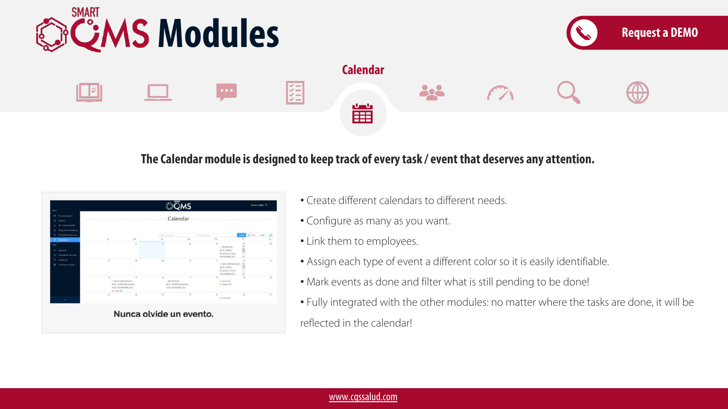# SMART QMS Modules

Request a DEMO

## Calendar

**The Calendar module is designed to keep track of every task / event that deserves any attention.**

Nunca olvide un evento.

- Create different calendars to different needs.
- Configure as many as you want.
- Link them to employees.
- Assign each type of event a different color so it is easily identifiable.
- Mark events as done and filter what is still pending to be done!
- Fully integrated with the other modules: no matter where the tasks are done, it will be reflected in the calendar!

www.cqssalud.com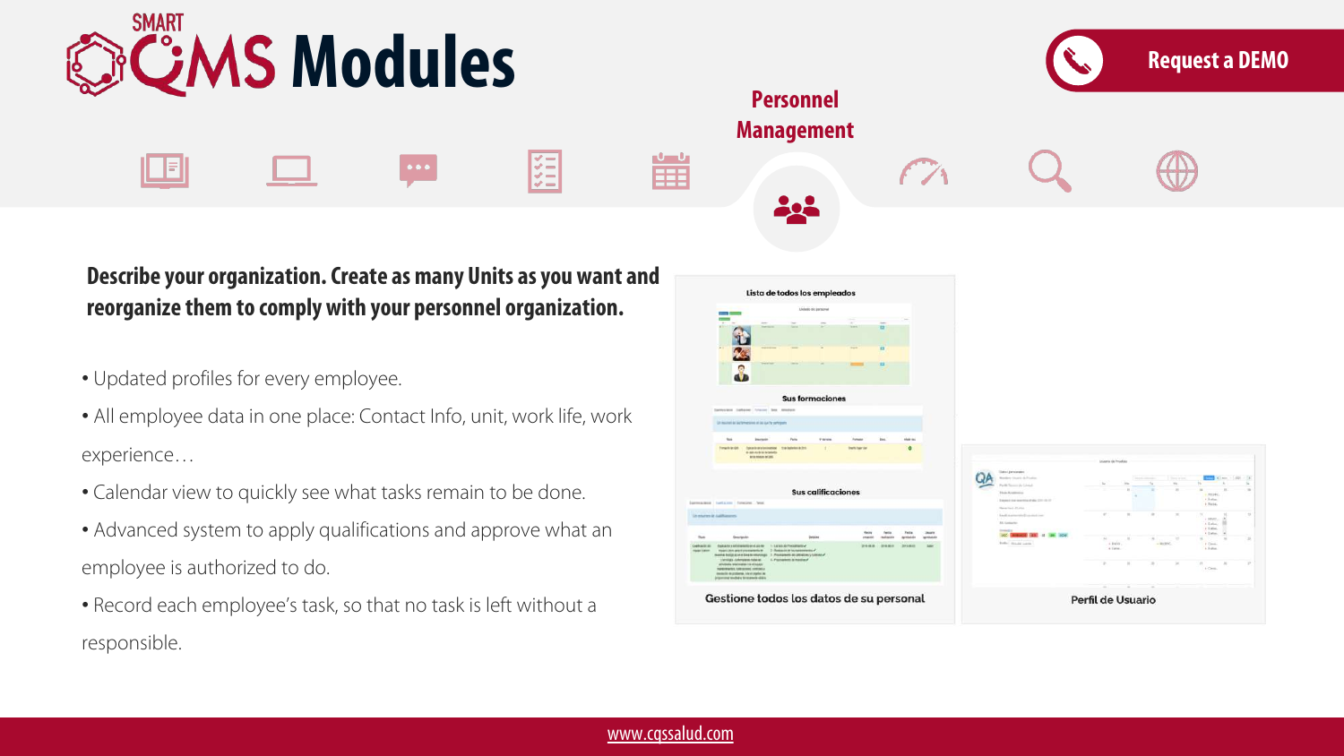# SMART CQMS Modules

Request a DEMO

## Personnel Management

**Describe your organization. Create as many Units as you want and reorganize them to comply with your personnel organization.**

- Updated profiles for every employee.
- All employee data in one place: Contact Info, unit, work life, work experience…
- Calendar view to quickly see what tasks remain to be done.
- Advanced system to apply qualifications and approve what an employee is authorized to do.
- Record each employee's task, so that no task is left without a responsible.

Lista de todos los empleados

Sus formaciones

Sus calificaciones

Gestione todos los datos de su personal

Perfil de Usuario

www.cqssalud.com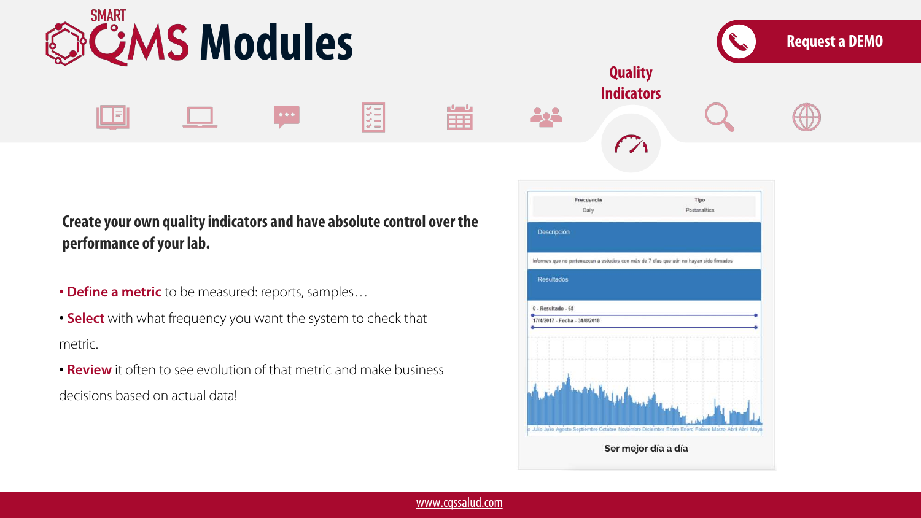# SMART QMS Modules

Request a DEMO

## Quality Indicators

**Create your own quality indicators and have absolute control over the performance of your lab.**

- **Define a metric** to be measured: reports, samples…
- **Select** with what frequency you want the system to check that metric.
- **Review** it often to see evolution of that metric and make business decisions based on actual data!

Ser mejor día a día

www.cqssalud.com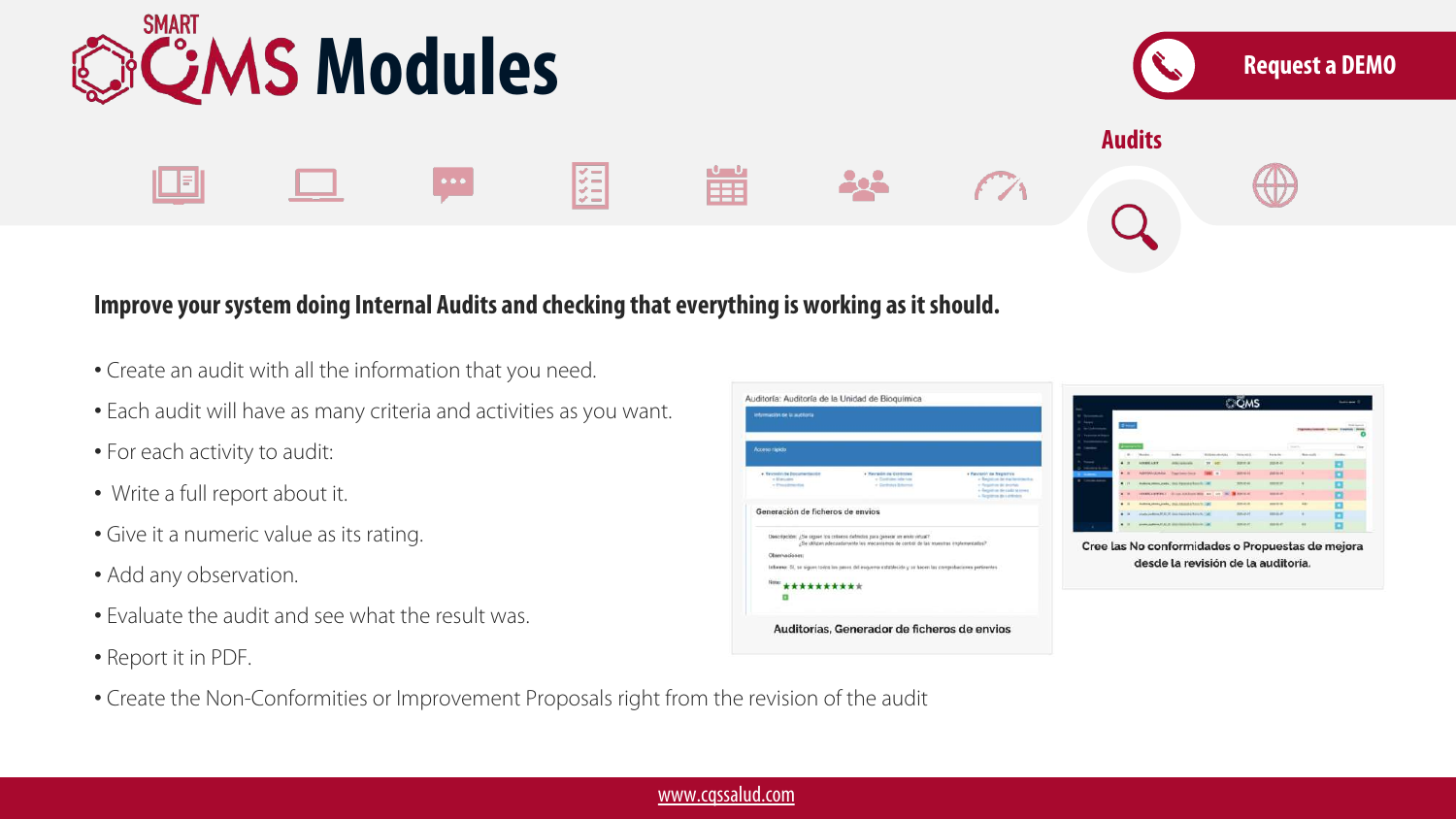# SMART QMS Modules

Request a DEMO

## Audits

**Improve your system doing Internal Audits and checking that everything is working as it should.**

- Create an audit with all the information that you need.
- Each audit will have as many criteria and activities as you want.
- For each activity to audit:
- Write a full report about it.
- Give it a numeric value as its rating.
- Add any observation.
- Evaluate the audit and see what the result was.
- Report it in PDF.
- Create the Non-Conformities or Improvement Proposals right from the revision of the audit

Auditorías, Generador de ficheros de envíos

Cree las No conformidades o Propuestas de mejora desde la revisión de la auditoría.

www.cqssalud.com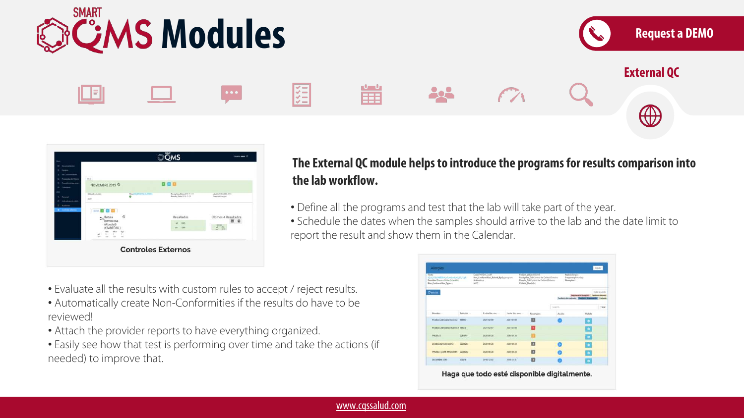# SMART QMS Modules

Request a DEMO

## External QC

Controles Externos

**The External QC module helps to introduce the programs for results comparison into the lab workflow.**

- Define all the programs and test that the lab will take part of the year.
- Schedule the dates when the samples should arrive to the lab and the date limit to report the result and show them in the Calendar.

- Evaluate all the results with custom rules to accept / reject results.
- Automatically create Non-Conformities if the results do have to be reviewed!
- Attach the provider reports to have everything organized.
- Easily see how that test is performing over time and take the actions (if needed) to improve that.

Haga que todo esté disponible digitalmente.

www.cqssalud.com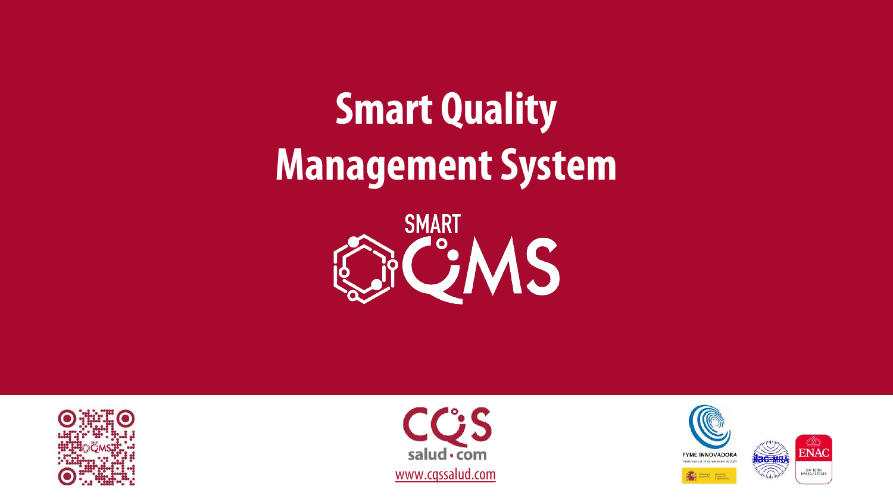# Smart Quality Management System

SMART QMS

CQS salud · com

www.cqssalud.com

PYME INNOVADORA

ENAC